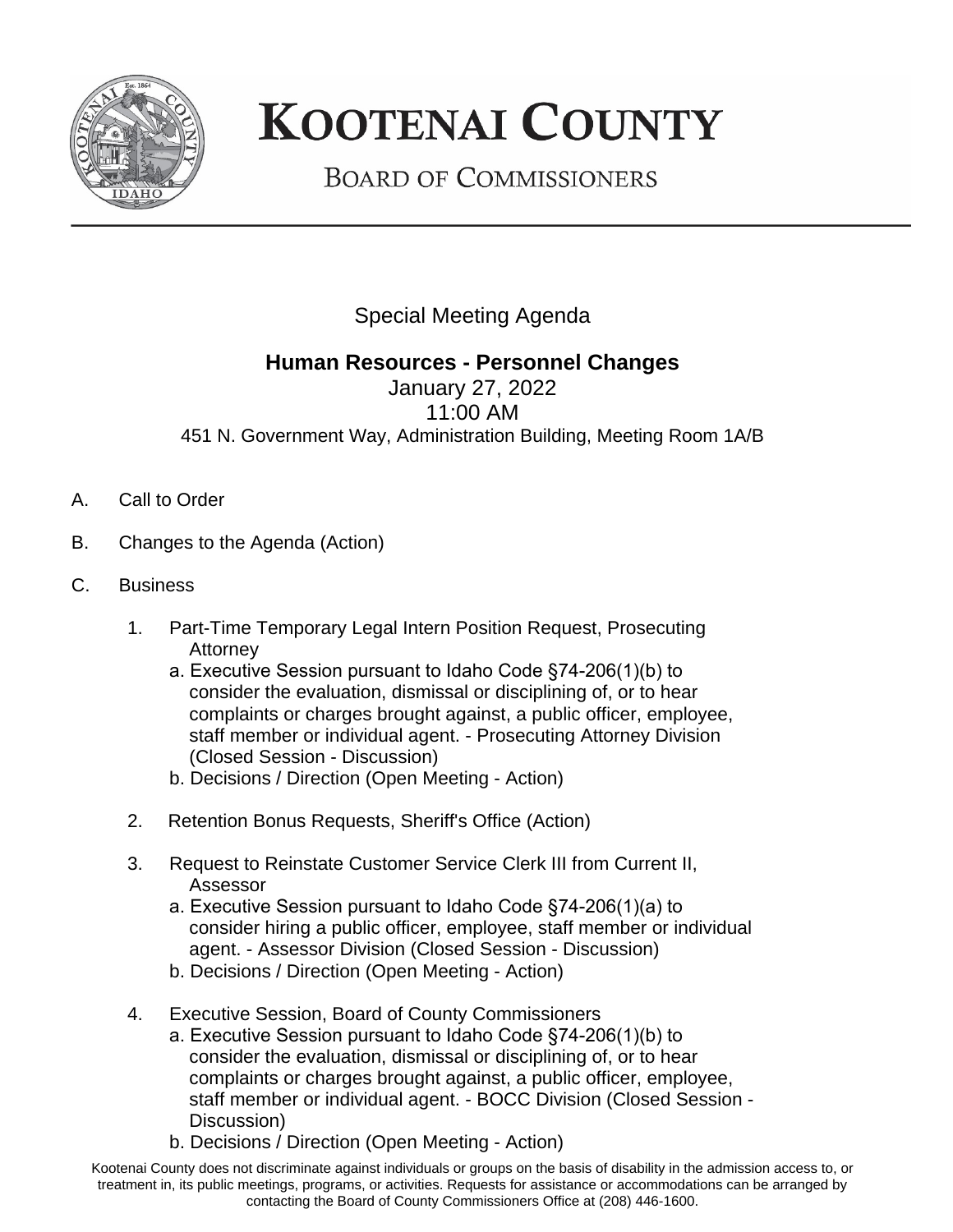# KOOTENAI COUNTY

## BOARD OF COMMISSIONERS

Special Meeting Agenda

**Human Resources - Personnel Changes**

January 27, 2022

11:00 AM

451 N. Government Way, Administration Building, Meeting Room 1A/B

A. Call to Order

B. Changes to the Agenda (Action)

C. Business

1. Part-Time Temporary Legal Intern Position Request, Prosecuting Attorney
   a. Executive Session pursuant to Idaho Code §74-206(1)(b) to consider the evaluation, dismissal or disciplining of, or to hear complaints or charges brought against, a public officer, employee, staff member or individual agent. - Prosecuting Attorney Division (Closed Session - Discussion)
   b. Decisions / Direction (Open Meeting - Action)

2. Retention Bonus Requests, Sheriff's Office (Action)

3. Request to Reinstate Customer Service Clerk III from Current II, Assessor
   a. Executive Session pursuant to Idaho Code §74-206(1)(a) to consider hiring a public officer, employee, staff member or individual agent. - Assessor Division (Closed Session - Discussion)
   b. Decisions / Direction (Open Meeting - Action)

4. Executive Session, Board of County Commissioners
   a. Executive Session pursuant to Idaho Code §74-206(1)(b) to consider the evaluation, dismissal or disciplining of, or to hear complaints or charges brought against, a public officer, employee, staff member or individual agent. - BOCC Division (Closed Session - Discussion)
   b. Decisions / Direction (Open Meeting - Action)

Kootenai County does not discriminate against individuals or groups on the basis of disability in the admission access to, or treatment in, its public meetings, programs, or activities. Requests for assistance or accommodations can be arranged by contacting the Board of County Commissioners Office at (208) 446-1600.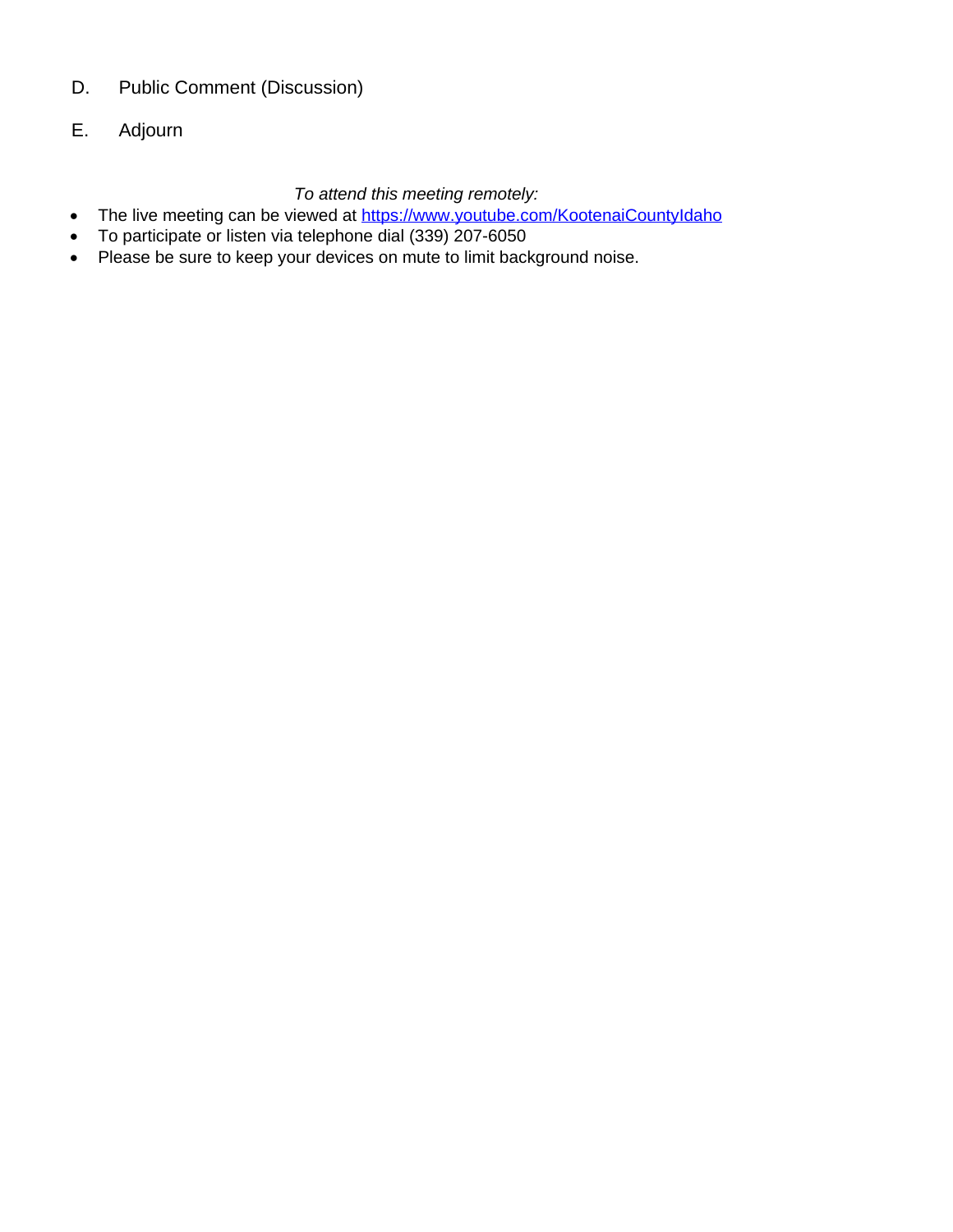D. Public Comment (Discussion)

E. Adjourn

*To attend this meeting remotely:*

- The live meeting can be viewed at https://www.youtube.com/KootenaiCountyIdaho
- To participate or listen via telephone dial (339) 207-6050
- Please be sure to keep your devices on mute to limit background noise.